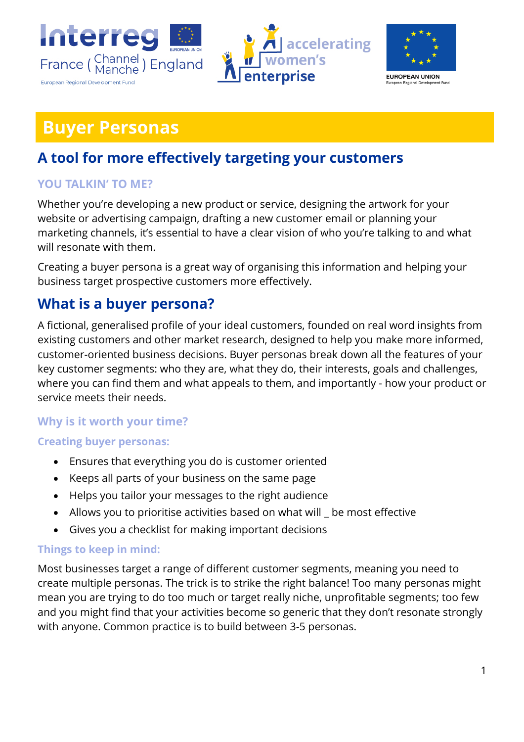# Buyer Personas

## A tool for more effectively targeting your customers

### YOU TALKIN' TO ME?

Whether you're developing a new product or service, designing the artwork for your website or advertising campaign, drafting a new customer email or planning your marketing channels, it's essential to have a clear vision of who you're talking to and what will resonate with them.

Creating a buyer persona is a great way of organising this information and helping your business target prospective customers more effectively.

## What is a buyer persona?

A fictional, generalised profile of your ideal customers, founded on real word insights from existing customers and other market research, designed to help you make more informed, customer-oriented business decisions. Buyer personas break down all the features of your key customer segments: who they are, what they do, their interests, goals and challenges, where you can find them and what appeals to them, and importantly - how your product or service meets their needs.

### Why is it worth your time?

#### Creating buyer personas:

- Ensures that everything you do is customer oriented
- Keeps all parts of your business on the same page
- Helps you tailor your messages to the right audience
- Allows you to prioritise activities based on what will _ be most effective
- Gives you a checklist for making important decisions

#### Things to keep in mind:

Most businesses target a range of different customer segments, meaning you need to create multiple personas. The trick is to strike the right balance! Too many personas might mean you are trying to do too much or target really niche, unprofitable segments; too few and you might find that your activities become so generic that they don't resonate strongly with anyone. Common practice is to build between 3-5 personas.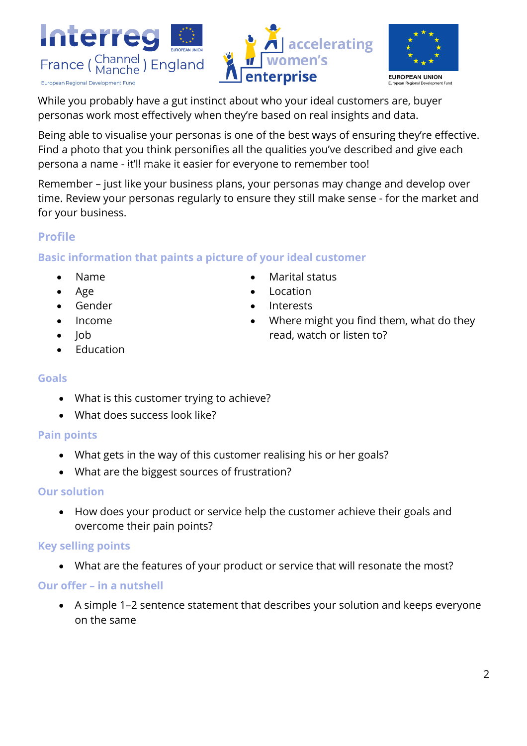While you probably have a gut instinct about who your ideal customers are, buyer personas work most effectively when they're based on real insights and data.

Being able to visualise your personas is one of the best ways of ensuring they're effective. Find a photo that you think personifies all the qualities you've described and give each persona a name - it'll make it easier for everyone to remember too!

Remember – just like your business plans, your personas may change and develop over time. Review your personas regularly to ensure they still make sense - for the market and for your business.

## Profile

### Basic information that paints a picture of your ideal customer

- Name
- Age
- Gender
- Income
- Job
- Education
- Marital status
- Location
- Interests
- Where might you find them, what do they read, watch or listen to?

## Goals

- What is this customer trying to achieve?
- What does success look like?

## Pain points

- What gets in the way of this customer realising his or her goals?
- What are the biggest sources of frustration?

## Our solution

- How does your product or service help the customer achieve their goals and overcome their pain points?

## Key selling points

- What are the features of your product or service that will resonate the most?

## Our offer – in a nutshell

- A simple 1–2 sentence statement that describes your solution and keeps everyone on the same